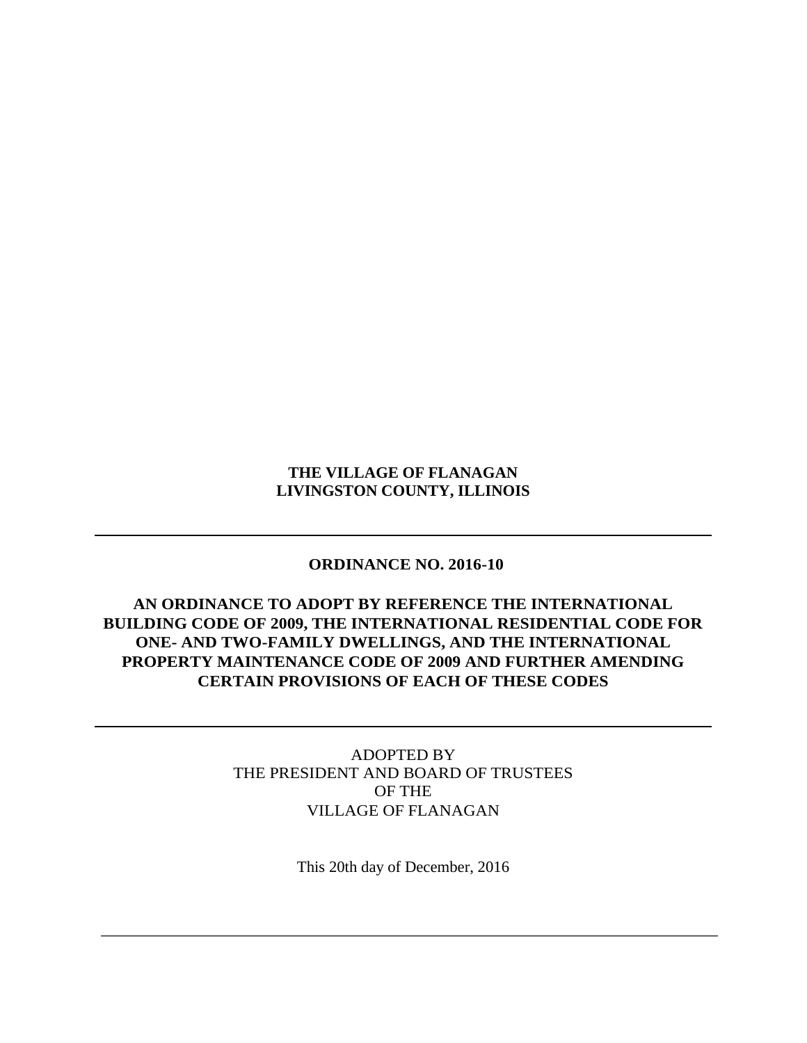**THE VILLAGE OF FLANAGAN**
**LIVINGSTON COUNTY, ILLINOIS**

---

**ORDINANCE NO. 2016-10**

**AN ORDINANCE TO ADOPT BY REFERENCE THE INTERNATIONAL BUILDING CODE OF 2009, THE INTERNATIONAL RESIDENTIAL CODE FOR ONE- AND TWO-FAMILY DWELLINGS, AND THE INTERNATIONAL PROPERTY MAINTENANCE CODE OF 2009 AND FURTHER AMENDING CERTAIN PROVISIONS OF EACH OF THESE CODES**

---

ADOPTED BY
THE PRESIDENT AND BOARD OF TRUSTEES
OF THE
VILLAGE OF FLANAGAN

This 20th day of December, 2016

---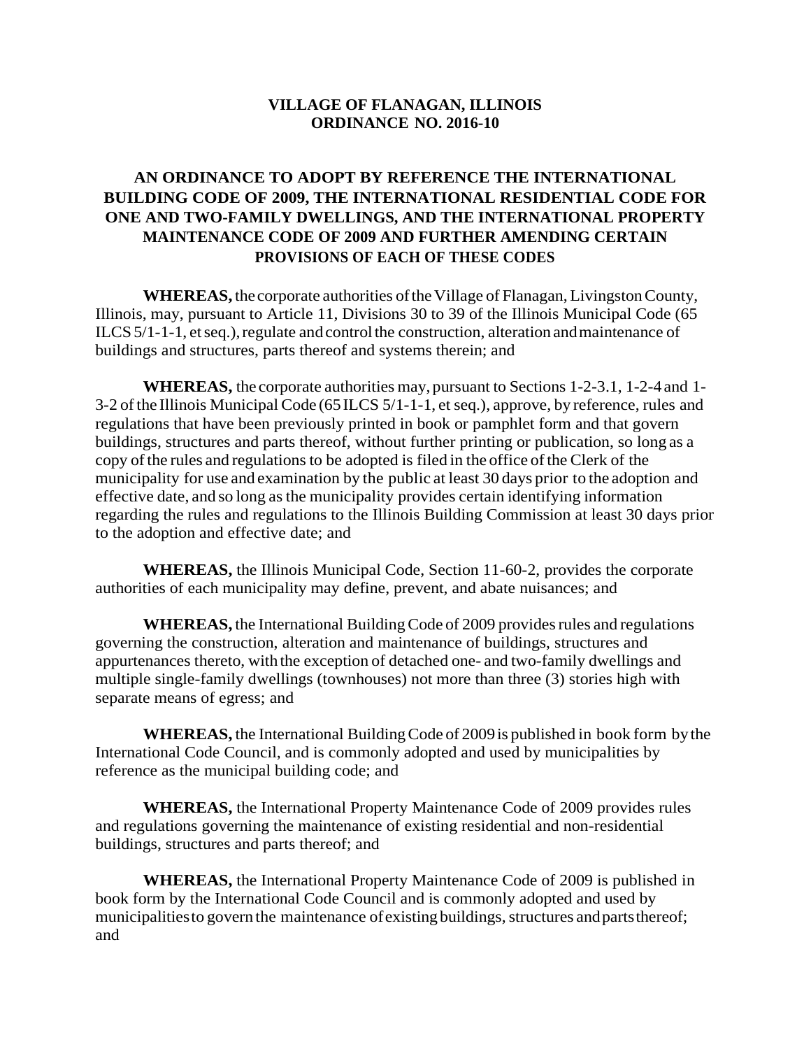**VILLAGE OF FLANAGAN, ILLINOIS**
**ORDINANCE NO. 2016-10**

# AN ORDINANCE TO ADOPT BY REFERENCE THE INTERNATIONAL BUILDING CODE OF 2009, THE INTERNATIONAL RESIDENTIAL CODE FOR ONE AND TWO-FAMILY DWELLINGS, AND THE INTERNATIONAL PROPERTY MAINTENANCE CODE OF 2009 AND FURTHER AMENDING CERTAIN PROVISIONS OF EACH OF THESE CODES

**WHEREAS,** the corporate authorities of the Village of Flanagan, Livingston County, Illinois, may, pursuant to Article 11, Divisions 30 to 39 of the Illinois Municipal Code (65 ILCS 5/1-1-1, et seq.), regulate and control the construction, alteration and maintenance of buildings and structures, parts thereof and systems therein; and

**WHEREAS,** the corporate authorities may, pursuant to Sections 1-2-3.1, 1-2-4 and 1-3-2 of the Illinois Municipal Code (65 ILCS 5/1-1-1, et seq.), approve, by reference, rules and regulations that have been previously printed in book or pamphlet form and that govern buildings, structures and parts thereof, without further printing or publication, so long as a copy of the rules and regulations to be adopted is filed in the office of the Clerk of the municipality for use and examination by the public at least 30 days prior to the adoption and effective date, and so long as the municipality provides certain identifying information regarding the rules and regulations to the Illinois Building Commission at least 30 days prior to the adoption and effective date; and

**WHEREAS,** the Illinois Municipal Code, Section 11-60-2, provides the corporate authorities of each municipality may define, prevent, and abate nuisances; and

**WHEREAS,** the International Building Code of 2009 provides rules and regulations governing the construction, alteration and maintenance of buildings, structures and appurtenances thereto, with the exception of detached one- and two-family dwellings and multiple single-family dwellings (townhouses) not more than three (3) stories high with separate means of egress; and

**WHEREAS,** the International Building Code of 2009 is published in book form by the International Code Council, and is commonly adopted and used by municipalities by reference as the municipal building code; and

**WHEREAS,** the International Property Maintenance Code of 2009 provides rules and regulations governing the maintenance of existing residential and non-residential buildings, structures and parts thereof; and

**WHEREAS,** the International Property Maintenance Code of 2009 is published in book form by the International Code Council and is commonly adopted and used by municipalities to govern the maintenance of existing buildings, structures and parts thereof; and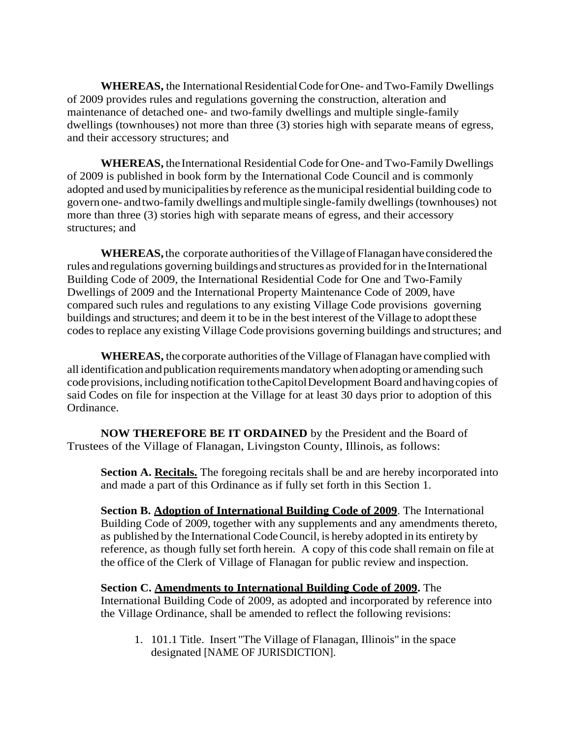**WHEREAS,** the International Residential Code for One- and Two-Family Dwellings of 2009 provides rules and regulations governing the construction, alteration and maintenance of detached one- and two-family dwellings and multiple single-family dwellings (townhouses) not more than three (3) stories high with separate means of egress, and their accessory structures; and

**WHEREAS,** the International Residential Code for One- and Two-Family Dwellings of 2009 is published in book form by the International Code Council and is commonly adopted and used by municipalities by reference as the municipal residential building code to govern one- and two-family dwellings and multiple single-family dwellings (townhouses) not more than three (3) stories high with separate means of egress, and their accessory structures; and

**WHEREAS,** the corporate authorities of the Village of Flanagan have considered the rules and regulations governing buildings and structures as provided for in the International Building Code of 2009, the International Residential Code for One and Two-Family Dwellings of 2009 and the International Property Maintenance Code of 2009, have compared such rules and regulations to any existing Village Code provisions governing buildings and structures; and deem it to be in the best interest of the Village to adopt these codes to replace any existing Village Code provisions governing buildings and structures; and

**WHEREAS,** the corporate authorities of the Village of Flanagan have complied with all identification and publication requirements mandatory when adopting or amending such code provisions, including notification to the Capitol Development Board and having copies of said Codes on file for inspection at the Village for at least 30 days prior to adoption of this Ordinance.

**NOW THEREFORE BE IT ORDAINED** by the President and the Board of Trustees of the Village of Flanagan, Livingston County, Illinois, as follows:

**Section A. <u>Recitals.</u>** The foregoing recitals shall be and are hereby incorporated into and made a part of this Ordinance as if fully set forth in this Section 1.

**Section B. <u>Adoption of International Building Code of 2009</u>**. The International Building Code of 2009, together with any supplements and any amendments thereto, as published by the International Code Council, is hereby adopted in its entirety by reference, as though fully set forth herein. A copy of this code shall remain on file at the office of the Clerk of Village of Flanagan for public review and inspection.

**Section C. <u>Amendments to International Building Code of 2009</u>.** The International Building Code of 2009, as adopted and incorporated by reference into the Village Ordinance, shall be amended to reflect the following revisions:

1. 101.1 Title. Insert "The Village of Flanagan, Illinois" in the space designated [NAME OF JURISDICTION].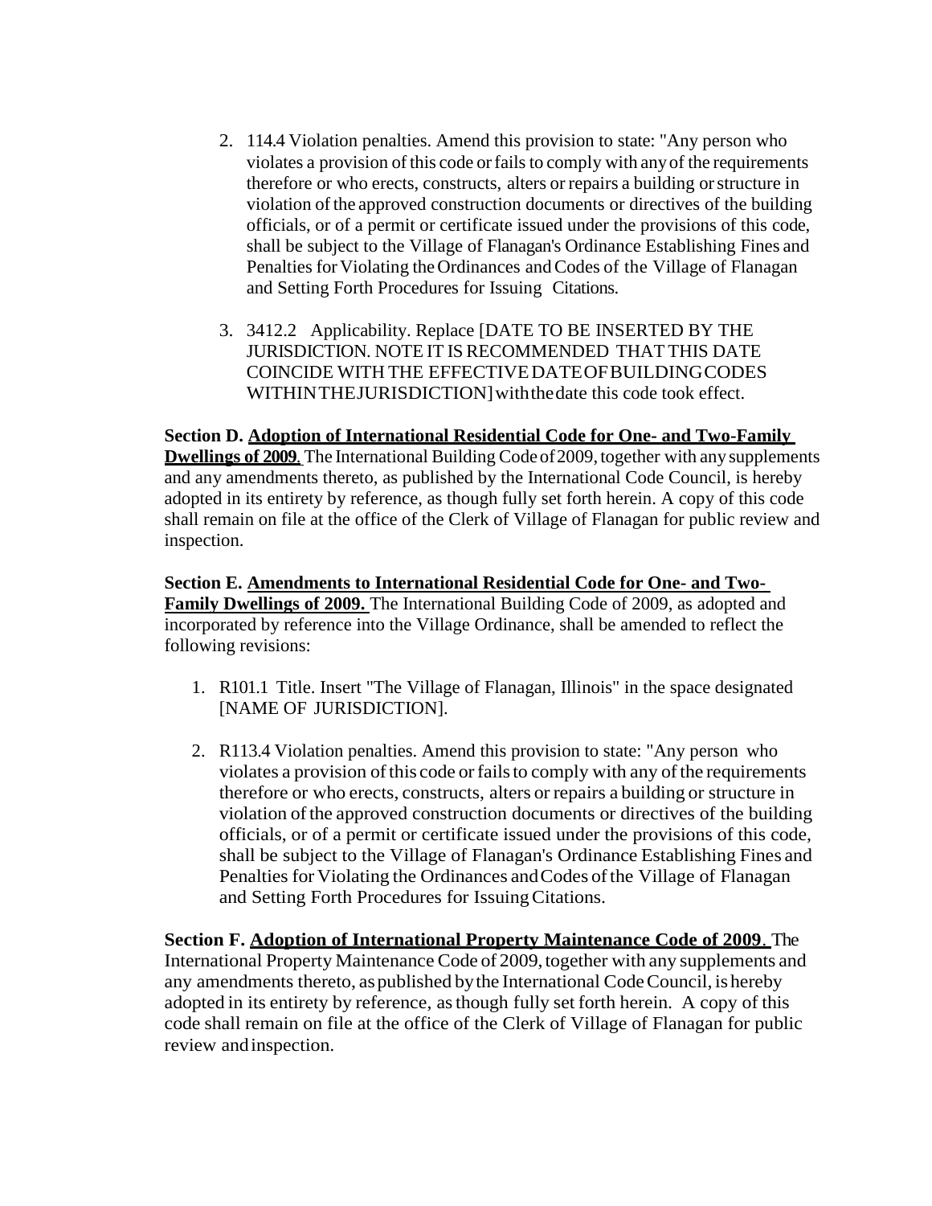2. 114.4 Violation penalties. Amend this provision to state: "Any person who violates a provision of this code or fails to comply with any of the requirements therefore or who erects, constructs, alters or repairs a building or structure in violation of the approved construction documents or directives of the building officials, or of a permit or certificate issued under the provisions of this code, shall be subject to the Village of Flanagan's Ordinance Establishing Fines and Penalties for Violating the Ordinances and Codes of the Village of Flanagan and Setting Forth Procedures for Issuing Citations.

3. 3412.2 Applicability. Replace [DATE TO BE INSERTED BY THE JURISDICTION. NOTE IT IS RECOMMENDED THAT THIS DATE COINCIDE WITH THE EFFECTIVE DATE OF BUILDING CODES WITHIN THE JURISDICTION] with the date this code took effect.

**Section D. <u>Adoption of International Residential Code for One- and Two-Family Dwellings of 2009</u>.** The International Building Code of 2009, together with any supplements and any amendments thereto, as published by the International Code Council, is hereby adopted in its entirety by reference, as though fully set forth herein. A copy of this code shall remain on file at the office of the Clerk of Village of Flanagan for public review and inspection.

**Section E. <u>Amendments to International Residential Code for One- and Two-Family Dwellings of 2009.</u>** The International Building Code of 2009, as adopted and incorporated by reference into the Village Ordinance, shall be amended to reflect the following revisions:

1. R101.1 Title. Insert "The Village of Flanagan, Illinois" in the space designated [NAME OF JURISDICTION].

2. R113.4 Violation penalties. Amend this provision to state: "Any person who violates a provision of this code or fails to comply with any of the requirements therefore or who erects, constructs, alters or repairs a building or structure in violation of the approved construction documents or directives of the building officials, or of a permit or certificate issued under the provisions of this code, shall be subject to the Village of Flanagan's Ordinance Establishing Fines and Penalties for Violating the Ordinances and Codes of the Village of Flanagan and Setting Forth Procedures for Issuing Citations.

**Section F. <u>Adoption of International Property Maintenance Code of 2009</u>.** The International Property Maintenance Code of 2009, together with any supplements and any amendments thereto, as published by the International Code Council, is hereby adopted in its entirety by reference, as though fully set forth herein. A copy of this code shall remain on file at the office of the Clerk of Village of Flanagan for public review and inspection.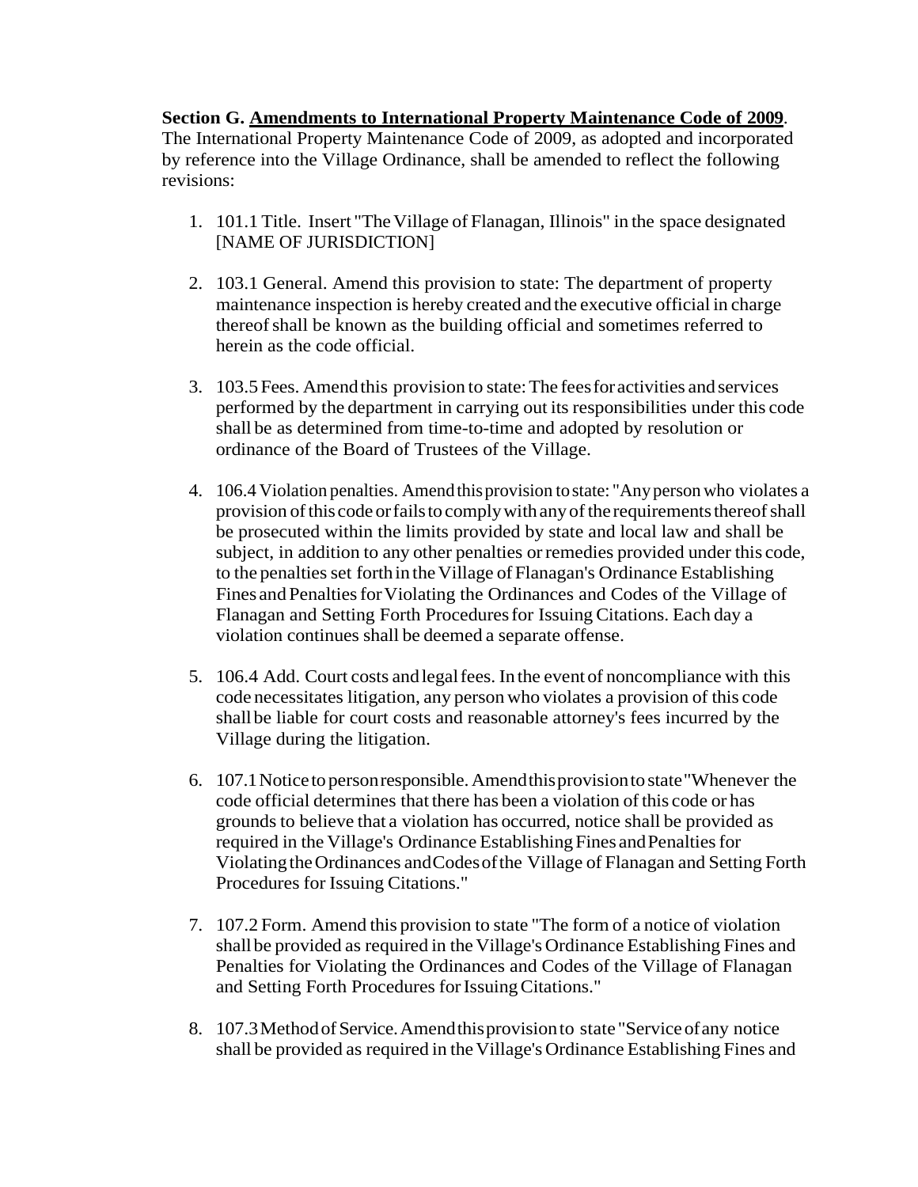**Section G. <u>Amendments to International Property Maintenance Code of 2009</u>**. The International Property Maintenance Code of 2009, as adopted and incorporated by reference into the Village Ordinance, shall be amended to reflect the following revisions:

1. 101.1 Title. Insert "The Village of Flanagan, Illinois" in the space designated [NAME OF JURISDICTION]

2. 103.1 General. Amend this provision to state: The department of property maintenance inspection is hereby created and the executive official in charge thereof shall be known as the building official and sometimes referred to herein as the code official.

3. 103.5 Fees. Amend this provision to state: The fees for activities and services performed by the department in carrying out its responsibilities under this code shall be as determined from time-to-time and adopted by resolution or ordinance of the Board of Trustees of the Village.

4. 106.4 Violation penalties. Amend this provision to state: "Any person who violates a provision of this code or fails to comply with any of the requirements thereof shall be prosecuted within the limits provided by state and local law and shall be subject, in addition to any other penalties or remedies provided under this code, to the penalties set forth in the Village of Flanagan's Ordinance Establishing Fines and Penalties for Violating the Ordinances and Codes of the Village of Flanagan and Setting Forth Procedures for Issuing Citations. Each day a violation continues shall be deemed a separate offense.

5. 106.4 Add. Court costs and legal fees. In the event of noncompliance with this code necessitates litigation, any person who violates a provision of this code shall be liable for court costs and reasonable attorney's fees incurred by the Village during the litigation.

6. 107.1 Notice to person responsible. Amend this provision to state "Whenever the code official determines that there has been a violation of this code or has grounds to believe that a violation has occurred, notice shall be provided as required in the Village's Ordinance Establishing Fines and Penalties for Violating the Ordinances and Codes of the Village of Flanagan and Setting Forth Procedures for Issuing Citations."

7. 107.2 Form. Amend this provision to state "The form of a notice of violation shall be provided as required in the Village's Ordinance Establishing Fines and Penalties for Violating the Ordinances and Codes of the Village of Flanagan and Setting Forth Procedures for Issuing Citations."

8. 107.3 Method of Service. Amend this provision to state "Service of any notice shall be provided as required in the Village's Ordinance Establishing Fines and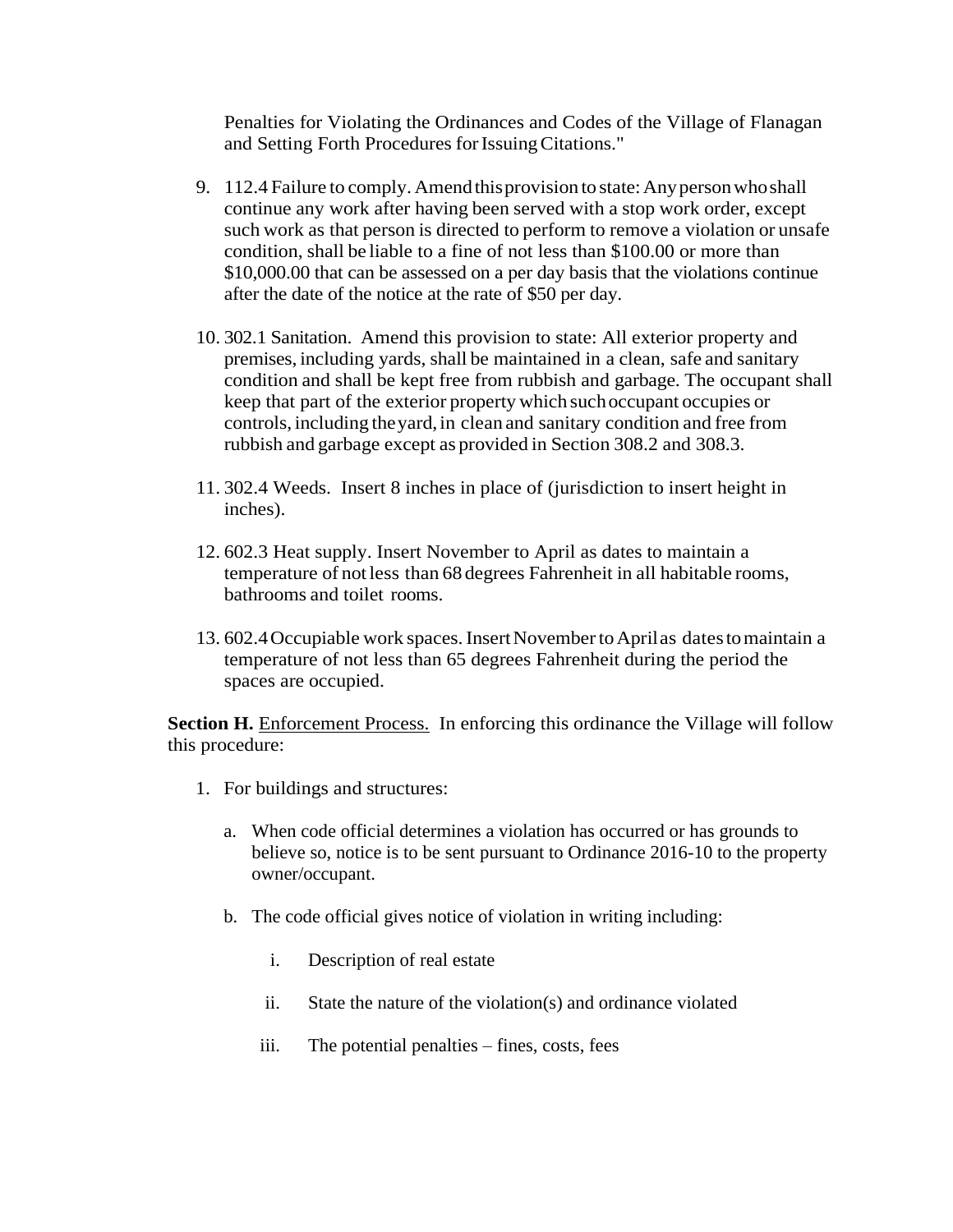Penalties for Violating the Ordinances and Codes of the Village of Flanagan and Setting Forth Procedures for Issuing Citations."

9. 112.4 Failure to comply. Amend this provision to state: Any person who shall continue any work after having been served with a stop work order, except such work as that person is directed to perform to remove a violation or unsafe condition, shall be liable to a fine of not less than $100.00 or more than $10,000.00 that can be assessed on a per day basis that the violations continue after the date of the notice at the rate of $50 per day.

10. 302.1 Sanitation. Amend this provision to state: All exterior property and premises, including yards, shall be maintained in a clean, safe and sanitary condition and shall be kept free from rubbish and garbage. The occupant shall keep that part of the exterior property which such occupant occupies or controls, including the yard, in clean and sanitary condition and free from rubbish and garbage except as provided in Section 308.2 and 308.3.

11. 302.4 Weeds. Insert 8 inches in place of (jurisdiction to insert height in inches).

12. 602.3 Heat supply. Insert November to April as dates to maintain a temperature of not less than 68 degrees Fahrenheit in all habitable rooms, bathrooms and toilet rooms.

13. 602.4 Occupiable work spaces. Insert November to April as dates to maintain a temperature of not less than 65 degrees Fahrenheit during the period the spaces are occupied.

**Section H.** Enforcement Process. In enforcing this ordinance the Village will follow this procedure:

1. For buildings and structures:

   a. When code official determines a violation has occurred or has grounds to believe so, notice is to be sent pursuant to Ordinance 2016-10 to the property owner/occupant.

   b. The code official gives notice of violation in writing including:

      i. Description of real estate

      ii. State the nature of the violation(s) and ordinance violated

      iii. The potential penalties – fines, costs, fees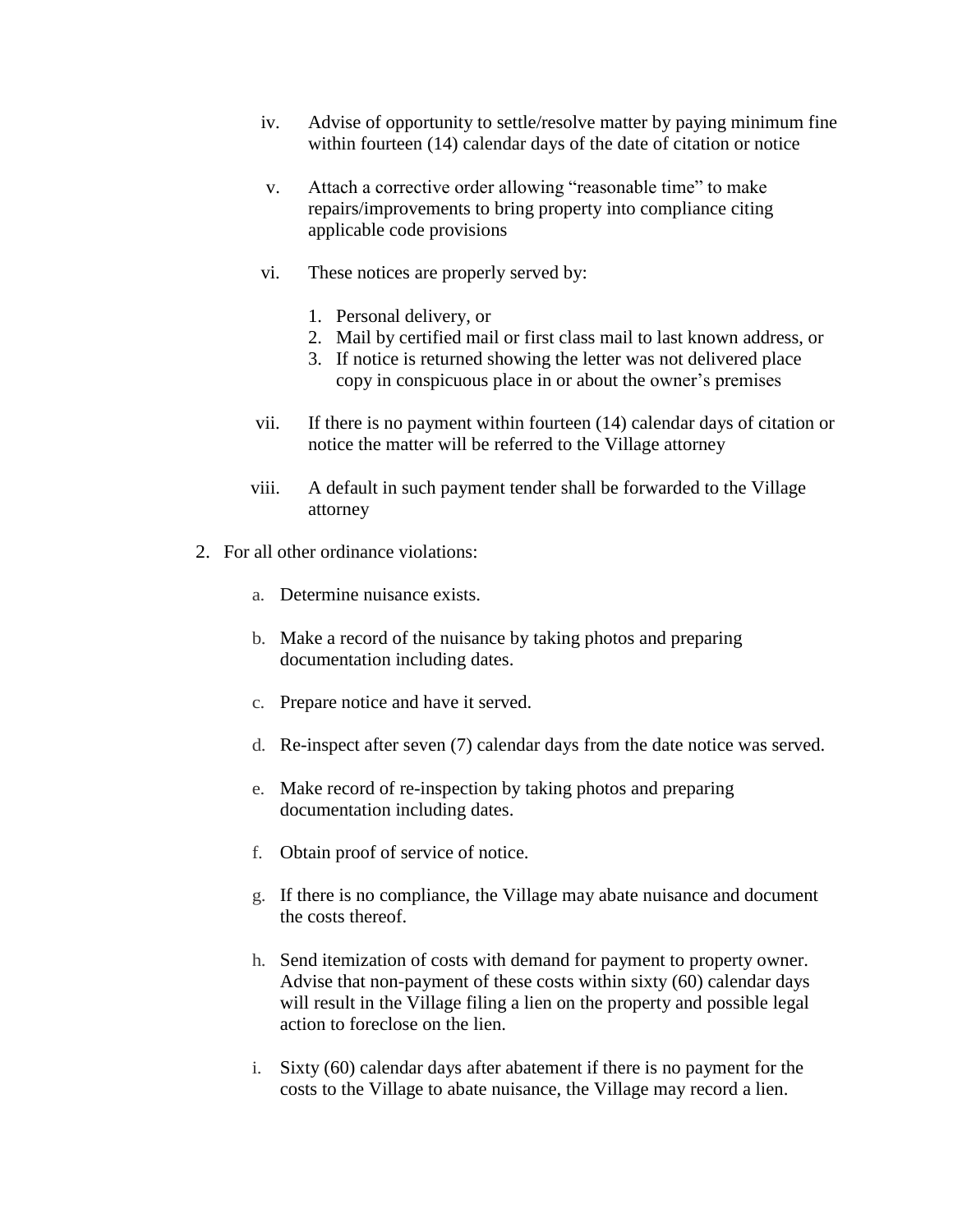iv. Advise of opportunity to settle/resolve matter by paying minimum fine within fourteen (14) calendar days of the date of citation or notice

v. Attach a corrective order allowing "reasonable time" to make repairs/improvements to bring property into compliance citing applicable code provisions

vi. These notices are properly served by:

   1. Personal delivery, or
   2. Mail by certified mail or first class mail to last known address, or
   3. If notice is returned showing the letter was not delivered place copy in conspicuous place in or about the owner's premises

vii. If there is no payment within fourteen (14) calendar days of citation or notice the matter will be referred to the Village attorney

viii. A default in such payment tender shall be forwarded to the Village attorney

2. For all other ordinance violations:

   a. Determine nuisance exists.

   b. Make a record of the nuisance by taking photos and preparing documentation including dates.

   c. Prepare notice and have it served.

   d. Re-inspect after seven (7) calendar days from the date notice was served.

   e. Make record of re-inspection by taking photos and preparing documentation including dates.

   f. Obtain proof of service of notice.

   g. If there is no compliance, the Village may abate nuisance and document the costs thereof.

   h. Send itemization of costs with demand for payment to property owner. Advise that non-payment of these costs within sixty (60) calendar days will result in the Village filing a lien on the property and possible legal action to foreclose on the lien.

   i. Sixty (60) calendar days after abatement if there is no payment for the costs to the Village to abate nuisance, the Village may record a lien.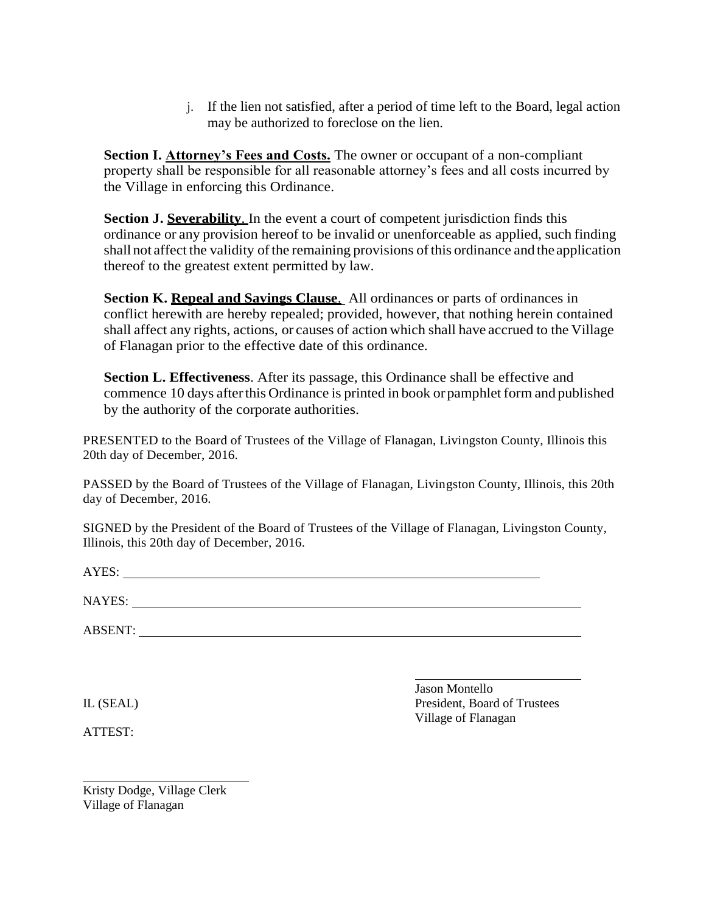j. If the lien not satisfied, after a period of time left to the Board, legal action may be authorized to foreclose on the lien.

**Section I. Attorney's Fees and Costs.** The owner or occupant of a non-compliant property shall be responsible for all reasonable attorney's fees and all costs incurred by the Village in enforcing this Ordinance.

**Section J. Severability**. In the event a court of competent jurisdiction finds this ordinance or any provision hereof to be invalid or unenforceable as applied, such finding shall not affect the validity of the remaining provisions of this ordinance and the application thereof to the greatest extent permitted by law.

**Section K. Repeal and Savings Clause**. All ordinances or parts of ordinances in conflict herewith are hereby repealed; provided, however, that nothing herein contained shall affect any rights, actions, or causes of action which shall have accrued to the Village of Flanagan prior to the effective date of this ordinance.

**Section L. Effectiveness**. After its passage, this Ordinance shall be effective and commence 10 days after this Ordinance is printed in book or pamphlet form and published by the authority of the corporate authorities.

PRESENTED to the Board of Trustees of the Village of Flanagan, Livingston County, Illinois this 20th day of December, 2016.

PASSED by the Board of Trustees of the Village of Flanagan, Livingston County, Illinois, this 20th day of December, 2016.

SIGNED by the President of the Board of Trustees of the Village of Flanagan, Livingston County, Illinois, this 20th day of December, 2016.

AYES: ______________________________

NAYES: ______________________________

ABSENT: ______________________________

______________________________
Jason Montello
President, Board of Trustees
Village of Flanagan

IL (SEAL)

ATTEST:

______________________________
Kristy Dodge, Village Clerk
Village of Flanagan